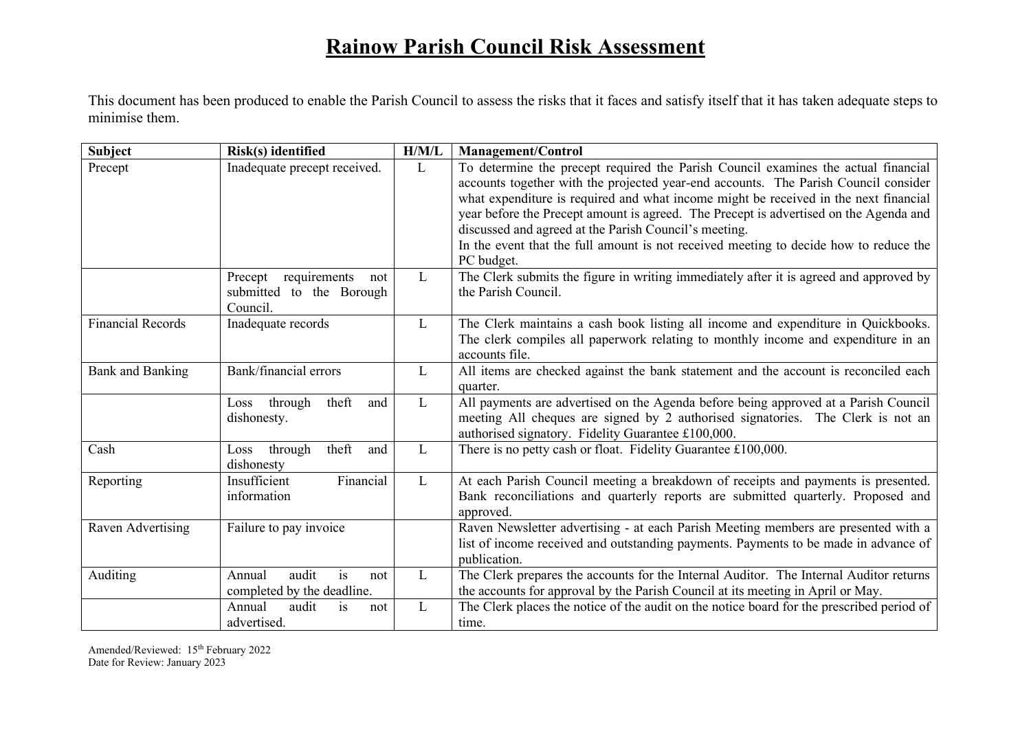# Rainow Parish Council Risk Assessment

This document has been produced to enable the Parish Council to assess the risks that it faces and satisfy itself that it has taken adequate steps to minimise them.

| Subject | Risk(s) identified | H/M/L | Management/Control |
|---|---|---|---|
| Precept | Inadequate precept received. | L | To determine the precept required the Parish Council examines the actual financial accounts together with the projected year-end accounts. The Parish Council consider what expenditure is required and what income might be received in the next financial year before the Precept amount is agreed. The Precept is advertised on the Agenda and discussed and agreed at the Parish Council's meeting.<br>In the event that the full amount is not received meeting to decide how to reduce the PC budget. |
| | Precept requirements not submitted to the Borough Council. | L | The Clerk submits the figure in writing immediately after it is agreed and approved by the Parish Council. |
| Financial Records | Inadequate records | L | The Clerk maintains a cash book listing all income and expenditure in Quickbooks. The clerk compiles all paperwork relating to monthly income and expenditure in an accounts file. |
| Bank and Banking | Bank/financial errors | L | All items are checked against the bank statement and the account is reconciled each quarter. |
| | Loss through theft and dishonesty. | L | All payments are advertised on the Agenda before being approved at a Parish Council meeting All cheques are signed by 2 authorised signatories. The Clerk is not an authorised signatory. Fidelity Guarantee £100,000. |
| Cash | Loss through theft and dishonesty | L | There is no petty cash or float. Fidelity Guarantee £100,000. |
| Reporting | Insufficient Financial information | L | At each Parish Council meeting a breakdown of receipts and payments is presented. Bank reconciliations and quarterly reports are submitted quarterly. Proposed and approved. |
| Raven Advertising | Failure to pay invoice | | Raven Newsletter advertising - at each Parish Meeting members are presented with a list of income received and outstanding payments. Payments to be made in advance of publication. |
| Auditing | Annual audit is not completed by the deadline. | L | The Clerk prepares the accounts for the Internal Auditor. The Internal Auditor returns the accounts for approval by the Parish Council at its meeting in April or May. |
| | Annual audit is not advertised. | L | The Clerk places the notice of the audit on the notice board for the prescribed period of time. |

Amended/Reviewed: 15th February 2022
Date for Review: January 2023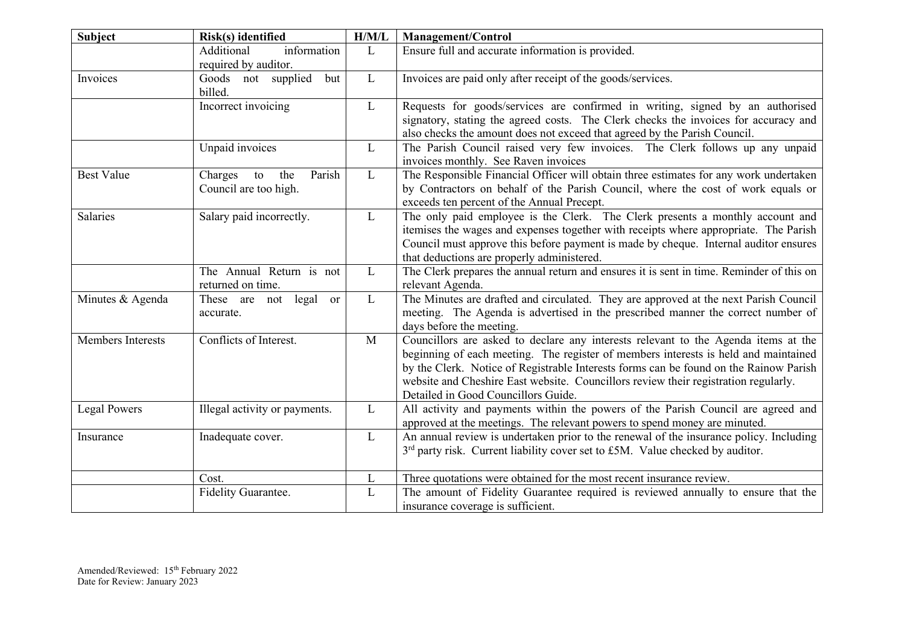| Subject | Risk(s) identified | H/M/L | Management/Control |
|---|---|---|---|
| | Additional information required by auditor. | L | Ensure full and accurate information is provided. |
| Invoices | Goods not supplied but billed. | L | Invoices are paid only after receipt of the goods/services. |
| | Incorrect invoicing | L | Requests for goods/services are confirmed in writing, signed by an authorised signatory, stating the agreed costs. The Clerk checks the invoices for accuracy and also checks the amount does not exceed that agreed by the Parish Council. |
| | Unpaid invoices | L | The Parish Council raised very few invoices. The Clerk follows up any unpaid invoices monthly. See Raven invoices |
| Best Value | Charges to the Parish Council are too high. | L | The Responsible Financial Officer will obtain three estimates for any work undertaken by Contractors on behalf of the Parish Council, where the cost of work equals or exceeds ten percent of the Annual Precept. |
| Salaries | Salary paid incorrectly. | L | The only paid employee is the Clerk. The Clerk presents a monthly account and itemises the wages and expenses together with receipts where appropriate. The Parish Council must approve this before payment is made by cheque. Internal auditor ensures that deductions are properly administered. |
| | The Annual Return is not returned on time. | L | The Clerk prepares the annual return and ensures it is sent in time. Reminder of this on relevant Agenda. |
| Minutes & Agenda | These are not legal or accurate. | L | The Minutes are drafted and circulated. They are approved at the next Parish Council meeting. The Agenda is advertised in the prescribed manner the correct number of days before the meeting. |
| Members Interests | Conflicts of Interest. | M | Councillors are asked to declare any interests relevant to the Agenda items at the beginning of each meeting. The register of members interests is held and maintained by the Clerk. Notice of Registrable Interests forms can be found on the Rainow Parish website and Cheshire East website. Councillors review their registration regularly. Detailed in Good Councillors Guide. |
| Legal Powers | Illegal activity or payments. | L | All activity and payments within the powers of the Parish Council are agreed and approved at the meetings. The relevant powers to spend money are minuted. |
| Insurance | Inadequate cover. | L | An annual review is undertaken prior to the renewal of the insurance policy. Including 3rd party risk. Current liability cover set to £5M. Value checked by auditor. |
| | Cost. | L | Three quotations were obtained for the most recent insurance review. |
| | Fidelity Guarantee. | L | The amount of Fidelity Guarantee required is reviewed annually to ensure that the insurance coverage is sufficient. |

Amended/Reviewed: 15th February 2022
Date for Review: January 2023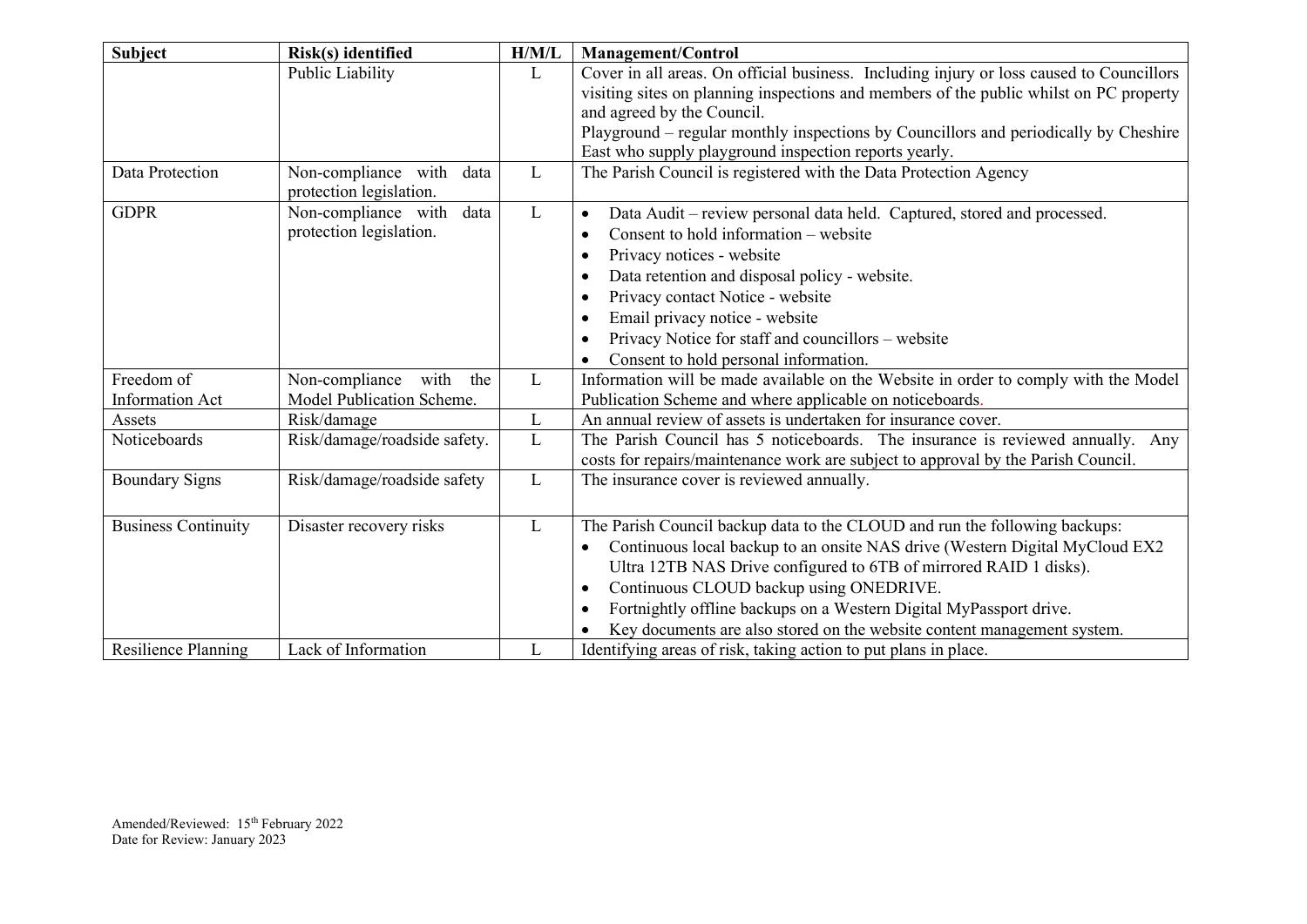| Subject | Risk(s) identified | H/M/L | Management/Control |
|---|---|---|---|
| | Public Liability | L | Cover in all areas. On official business. Including injury or loss caused to Councillors visiting sites on planning inspections and members of the public whilst on PC property and agreed by the Council.<br>Playground – regular monthly inspections by Councillors and periodically by Cheshire East who supply playground inspection reports yearly. |
| Data Protection | Non-compliance with data protection legislation. | L | The Parish Council is registered with the Data Protection Agency |
| GDPR | Non-compliance with data protection legislation. | L | • Data Audit – review personal data held. Captured, stored and processed.<br>• Consent to hold information – website<br>• Privacy notices - website<br>• Data retention and disposal policy - website.<br>• Privacy contact Notice - website<br>• Email privacy notice - website<br>• Privacy Notice for staff and councillors – website<br>• Consent to hold personal information. |
| Freedom of Information Act | Non-compliance with the Model Publication Scheme. | L | Information will be made available on the Website in order to comply with the Model Publication Scheme and where applicable on noticeboards. |
| Assets | Risk/damage | L | An annual review of assets is undertaken for insurance cover. |
| Noticeboards | Risk/damage/roadside safety. | L | The Parish Council has 5 noticeboards. The insurance is reviewed annually. Any costs for repairs/maintenance work are subject to approval by the Parish Council. |
| Boundary Signs | Risk/damage/roadside safety | L | The insurance cover is reviewed annually. |
| Business Continuity | Disaster recovery risks | L | The Parish Council backup data to the CLOUD and run the following backups:<br>• Continuous local backup to an onsite NAS drive (Western Digital MyCloud EX2 Ultra 12TB NAS Drive configured to 6TB of mirrored RAID 1 disks).<br>• Continuous CLOUD backup using ONEDRIVE.<br>• Fortnightly offline backups on a Western Digital MyPassport drive.<br>• Key documents are also stored on the website content management system. |
| Resilience Planning | Lack of Information | L | Identifying areas of risk, taking action to put plans in place. |

Amended/Reviewed: 15th February 2022
Date for Review: January 2023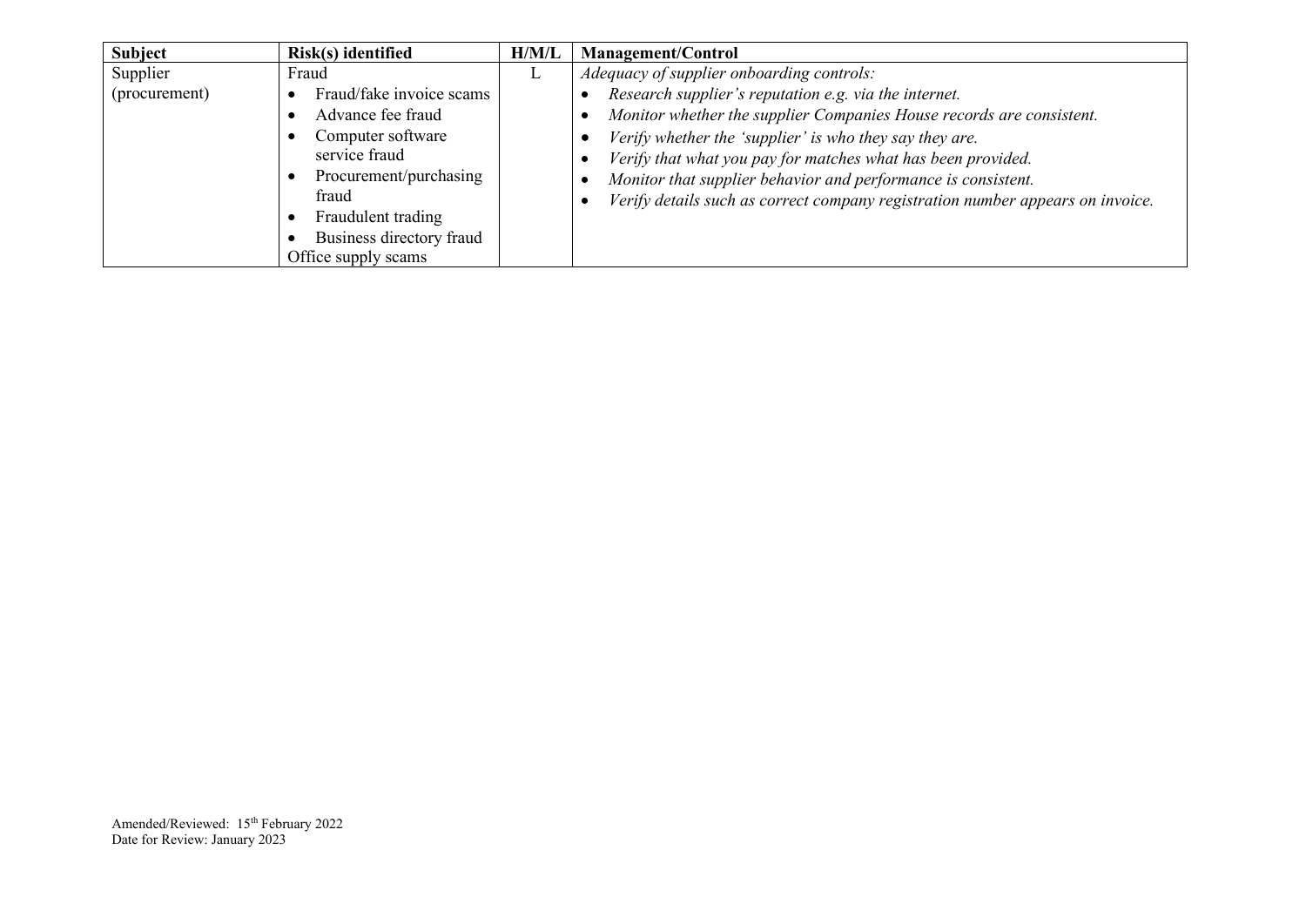| Subject | Risk(s) identified | H/M/L | Management/Control |
|---|---|---|---|
| Supplier (procurement) | Fraud<br>• Fraud/fake invoice scams<br>• Advance fee fraud<br>• Computer software service fraud<br>• Procurement/purchasing fraud<br>• Fraudulent trading<br>• Business directory fraud<br>Office supply scams | L | *Adequacy of supplier onboarding controls:*<br>• *Research supplier's reputation e.g. via the internet.*<br>• *Monitor whether the supplier Companies House records are consistent.*<br>• *Verify whether the 'supplier' is who they say they are.*<br>• *Verify that what you pay for matches what has been provided.*<br>• *Monitor that supplier behavior and performance is consistent.*<br>• *Verify details such as correct company registration number appears on invoice.* |

Amended/Reviewed: 15th February 2022
Date for Review: January 2023